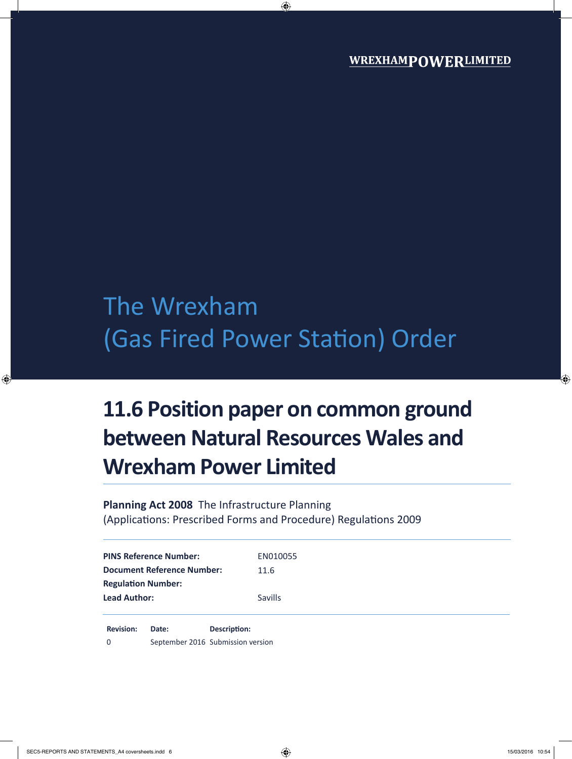WREXHAM POWER LIMITED

# The Wrexham (Gas Fired Power Station) Order

## 11.6 Position paper on common ground between Natural Resources Wales and Wrexham Power Limited

**Planning Act 2008** The Infrastructure Planning (Applications: Prescribed Forms and Procedure) Regulations 2009

| | |
|---|---|
| **PINS Reference Number:** | EN010055 |
| **Document Reference Number:** | 11.6 |
| **Regulation Number:** | |
| **Lead Author:** | Savills |

| Revision: | Date: | Description: |
|---|---|---|
| 0 | September 2016 | Submission version |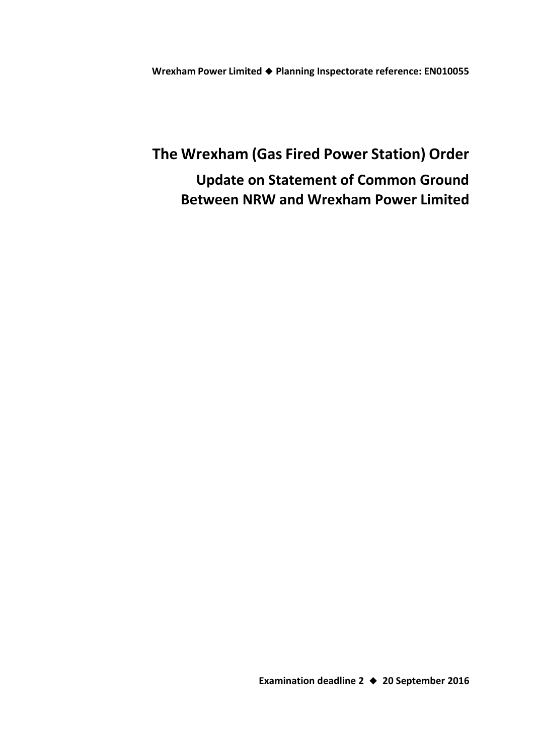**Wrexham Power Limited ◆ Planning Inspectorate reference: EN010055**

# The Wrexham (Gas Fired Power Station) Order

## Update on Statement of Common Ground Between NRW and Wrexham Power Limited

**Examination deadline 2 ◆ 20 September 2016**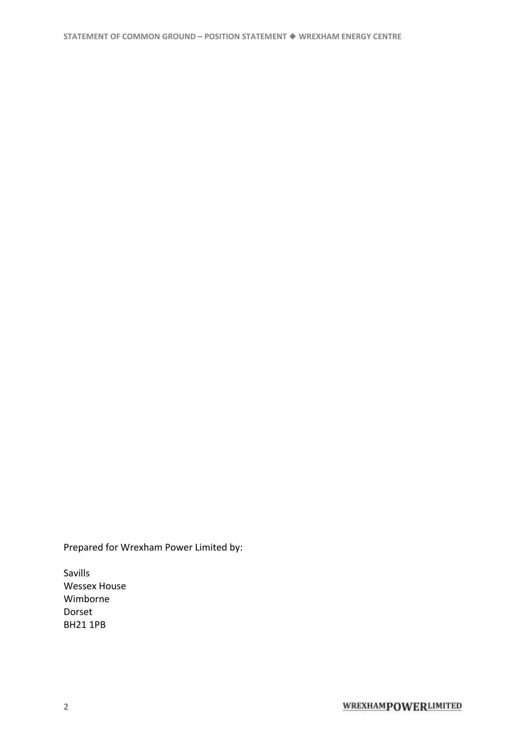Prepared for Wrexham Power Limited by:

Savills
Wessex House
Wimborne
Dorset
BH21 1PB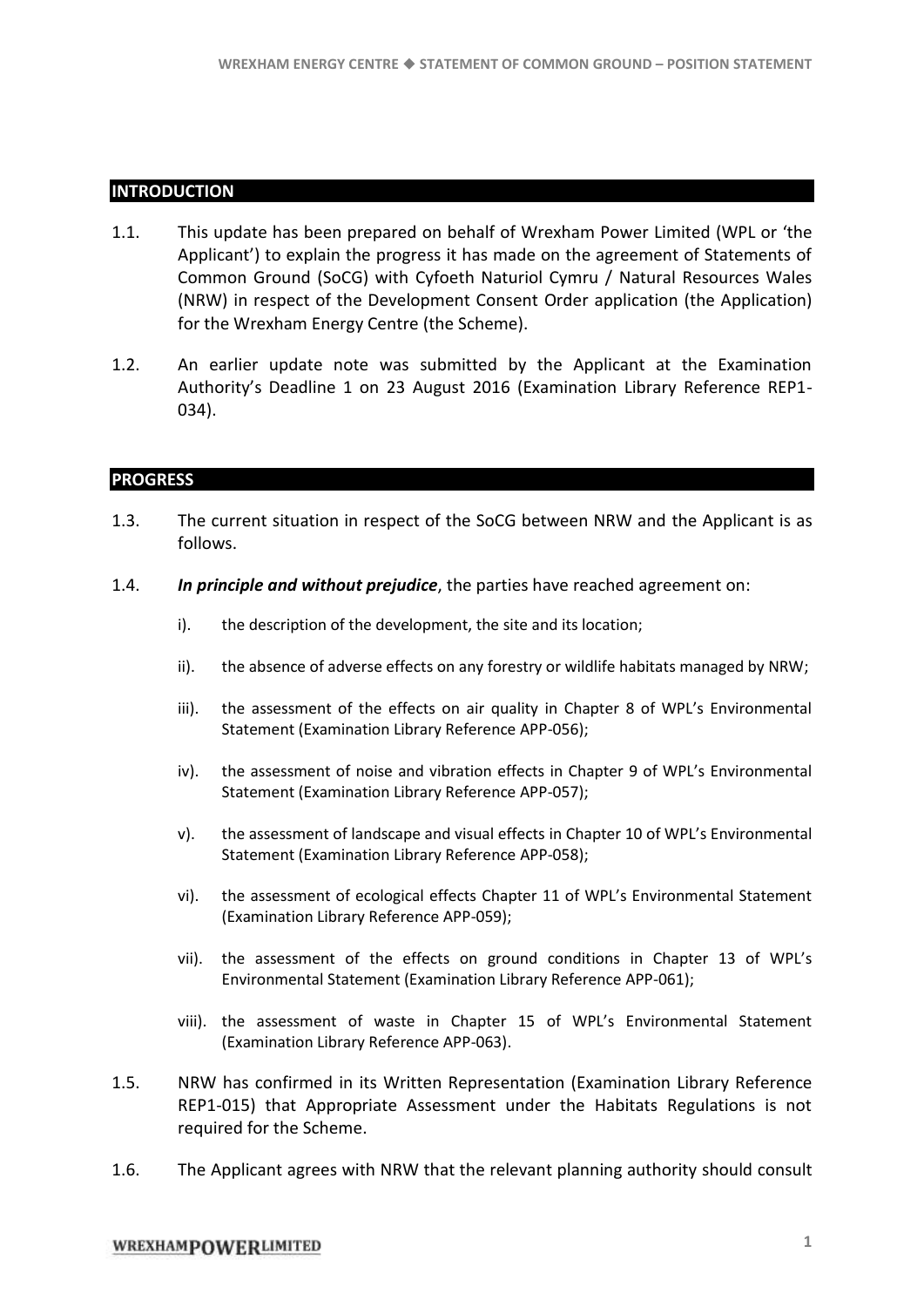## INTRODUCTION

1.1. This update has been prepared on behalf of Wrexham Power Limited (WPL or 'the Applicant') to explain the progress it has made on the agreement of Statements of Common Ground (SoCG) with Cyfoeth Naturiol Cymru / Natural Resources Wales (NRW) in respect of the Development Consent Order application (the Application) for the Wrexham Energy Centre (the Scheme).

1.2. An earlier update note was submitted by the Applicant at the Examination Authority's Deadline 1 on 23 August 2016 (Examination Library Reference REP1-034).

## PROGRESS

1.3. The current situation in respect of the SoCG between NRW and the Applicant is as follows.

1.4. ***In principle and without prejudice***, the parties have reached agreement on:

- i). the description of the development, the site and its location;
- ii). the absence of adverse effects on any forestry or wildlife habitats managed by NRW;
- iii). the assessment of the effects on air quality in Chapter 8 of WPL's Environmental Statement (Examination Library Reference APP-056);
- iv). the assessment of noise and vibration effects in Chapter 9 of WPL's Environmental Statement (Examination Library Reference APP-057);
- v). the assessment of landscape and visual effects in Chapter 10 of WPL's Environmental Statement (Examination Library Reference APP-058);
- vi). the assessment of ecological effects Chapter 11 of WPL's Environmental Statement (Examination Library Reference APP-059);
- vii). the assessment of the effects on ground conditions in Chapter 13 of WPL's Environmental Statement (Examination Library Reference APP-061);
- viii). the assessment of waste in Chapter 15 of WPL's Environmental Statement (Examination Library Reference APP-063).

1.5. NRW has confirmed in its Written Representation (Examination Library Reference REP1-015) that Appropriate Assessment under the Habitats Regulations is not required for the Scheme.

1.6. The Applicant agrees with NRW that the relevant planning authority should consult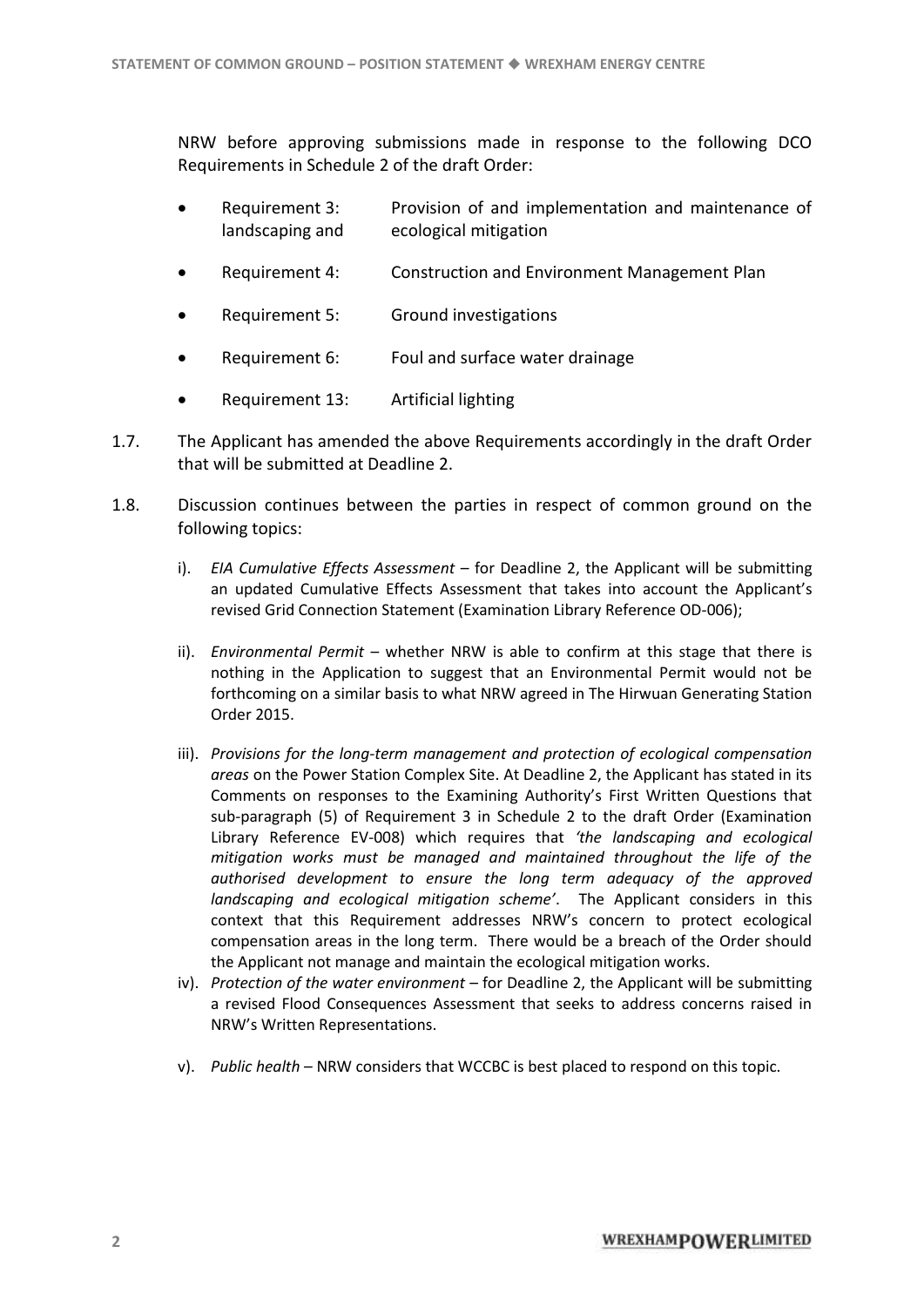NRW before approving submissions made in response to the following DCO Requirements in Schedule 2 of the draft Order:

- Requirement 3: landscaping and — Provision of and implementation and maintenance of ecological mitigation
- Requirement 4: — Construction and Environment Management Plan
- Requirement 5: — Ground investigations
- Requirement 6: — Foul and surface water drainage
- Requirement 13: — Artificial lighting

1.7. The Applicant has amended the above Requirements accordingly in the draft Order that will be submitted at Deadline 2.

1.8. Discussion continues between the parties in respect of common ground on the following topics:

i). *EIA Cumulative Effects Assessment* – for Deadline 2, the Applicant will be submitting an updated Cumulative Effects Assessment that takes into account the Applicant's revised Grid Connection Statement (Examination Library Reference OD-006);

ii). *Environmental Permit* – whether NRW is able to confirm at this stage that there is nothing in the Application to suggest that an Environmental Permit would not be forthcoming on a similar basis to what NRW agreed in The Hirwuan Generating Station Order 2015.

iii). *Provisions for the long-term management and protection of ecological compensation areas* on the Power Station Complex Site. At Deadline 2, the Applicant has stated in its Comments on responses to the Examining Authority's First Written Questions that sub-paragraph (5) of Requirement 3 in Schedule 2 to the draft Order (Examination Library Reference EV-008) which requires that *'the landscaping and ecological mitigation works must be managed and maintained throughout the life of the authorised development to ensure the long term adequacy of the approved landscaping and ecological mitigation scheme'*. The Applicant considers in this context that this Requirement addresses NRW's concern to protect ecological compensation areas in the long term. There would be a breach of the Order should the Applicant not manage and maintain the ecological mitigation works.

iv). *Protection of the water environment* – for Deadline 2, the Applicant will be submitting a revised Flood Consequences Assessment that seeks to address concerns raised in NRW's Written Representations.

v). *Public health* – NRW considers that WCCBC is best placed to respond on this topic.